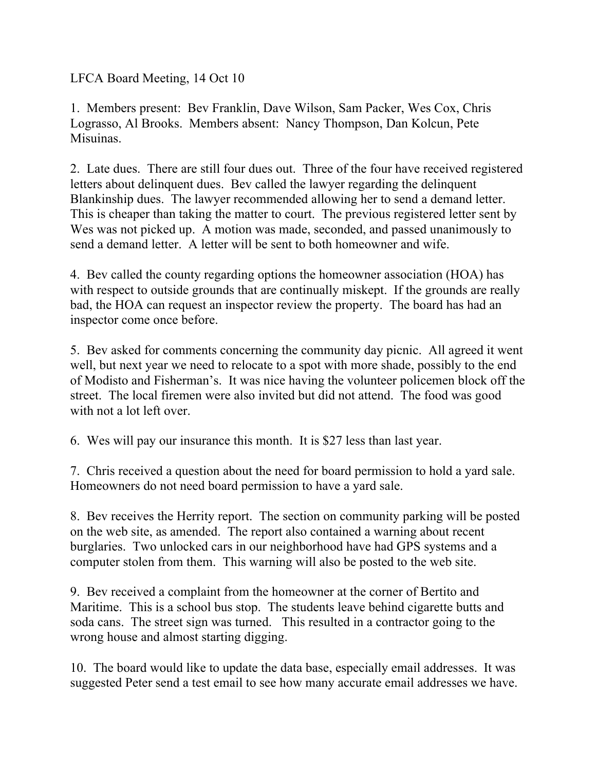LFCA Board Meeting, 14 Oct 10

1. Members present: Bev Franklin, Dave Wilson, Sam Packer, Wes Cox, Chris Lograsso, Al Brooks. Members absent: Nancy Thompson, Dan Kolcun, Pete Misuinas.

2. Late dues. There are still four dues out. Three of the four have received registered letters about delinquent dues. Bev called the lawyer regarding the delinquent Blankinship dues. The lawyer recommended allowing her to send a demand letter. This is cheaper than taking the matter to court. The previous registered letter sent by Wes was not picked up. A motion was made, seconded, and passed unanimously to send a demand letter. A letter will be sent to both homeowner and wife.

4. Bev called the county regarding options the homeowner association (HOA) has with respect to outside grounds that are continually miskept. If the grounds are really bad, the HOA can request an inspector review the property. The board has had an inspector come once before.

5. Bev asked for comments concerning the community day picnic. All agreed it went well, but next year we need to relocate to a spot with more shade, possibly to the end of Modisto and Fisherman's. It was nice having the volunteer policemen block off the street. The local firemen were also invited but did not attend. The food was good with not a lot left over.

6. Wes will pay our insurance this month. It is $27 less than last year.

7. Chris received a question about the need for board permission to hold a yard sale. Homeowners do not need board permission to have a yard sale.

8. Bev receives the Herrity report. The section on community parking will be posted on the web site, as amended. The report also contained a warning about recent burglaries. Two unlocked cars in our neighborhood have had GPS systems and a computer stolen from them. This warning will also be posted to the web site.

9. Bev received a complaint from the homeowner at the corner of Bertito and Maritime. This is a school bus stop. The students leave behind cigarette butts and soda cans. The street sign was turned. This resulted in a contractor going to the wrong house and almost starting digging.

10. The board would like to update the data base, especially email addresses. It was suggested Peter send a test email to see how many accurate email addresses we have.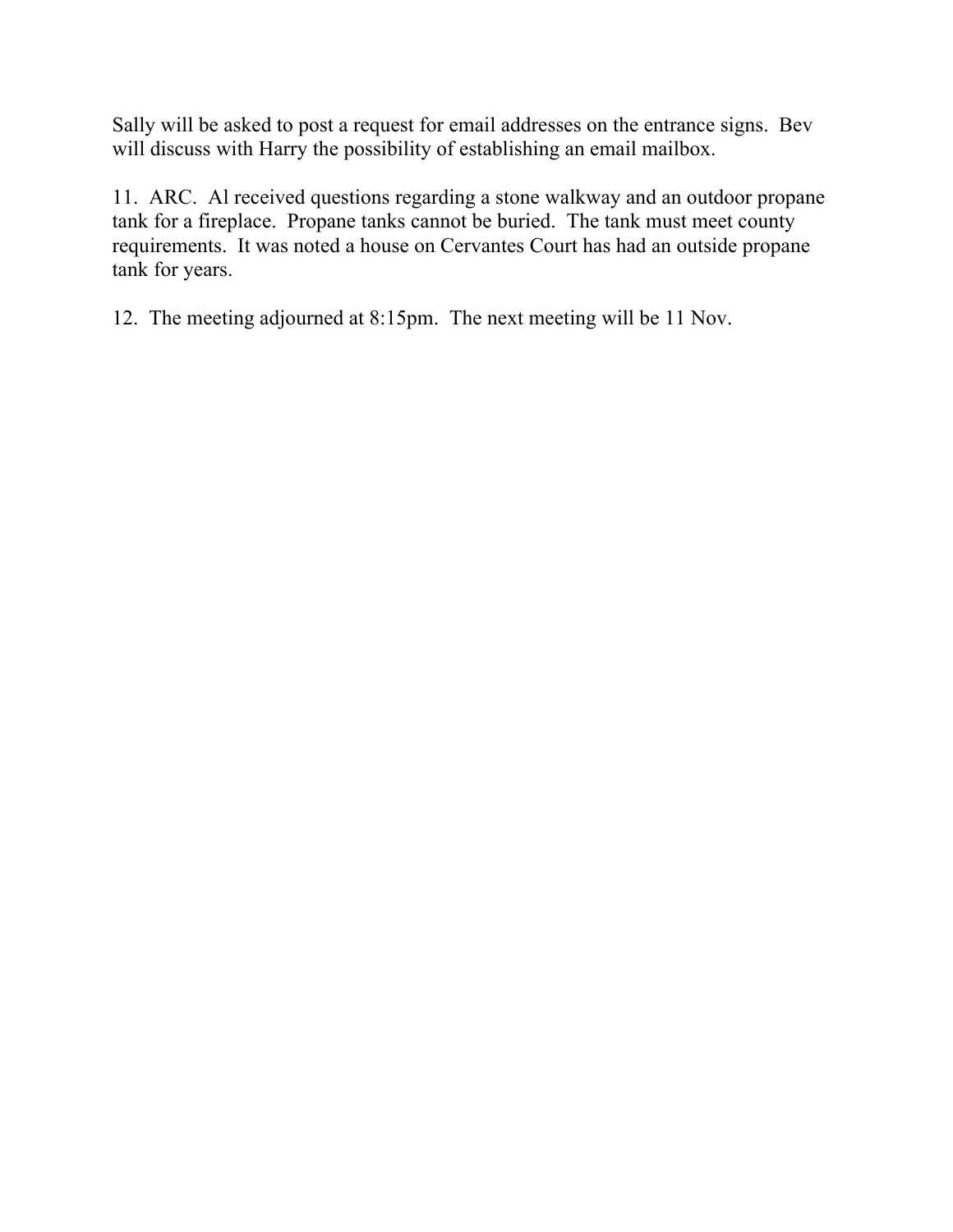Sally will be asked to post a request for email addresses on the entrance signs. Bev will discuss with Harry the possibility of establishing an email mailbox.

11. ARC. Al received questions regarding a stone walkway and an outdoor propane tank for a fireplace. Propane tanks cannot be buried. The tank must meet county requirements. It was noted a house on Cervantes Court has had an outside propane tank for years.

12. The meeting adjourned at 8:15pm. The next meeting will be 11 Nov.